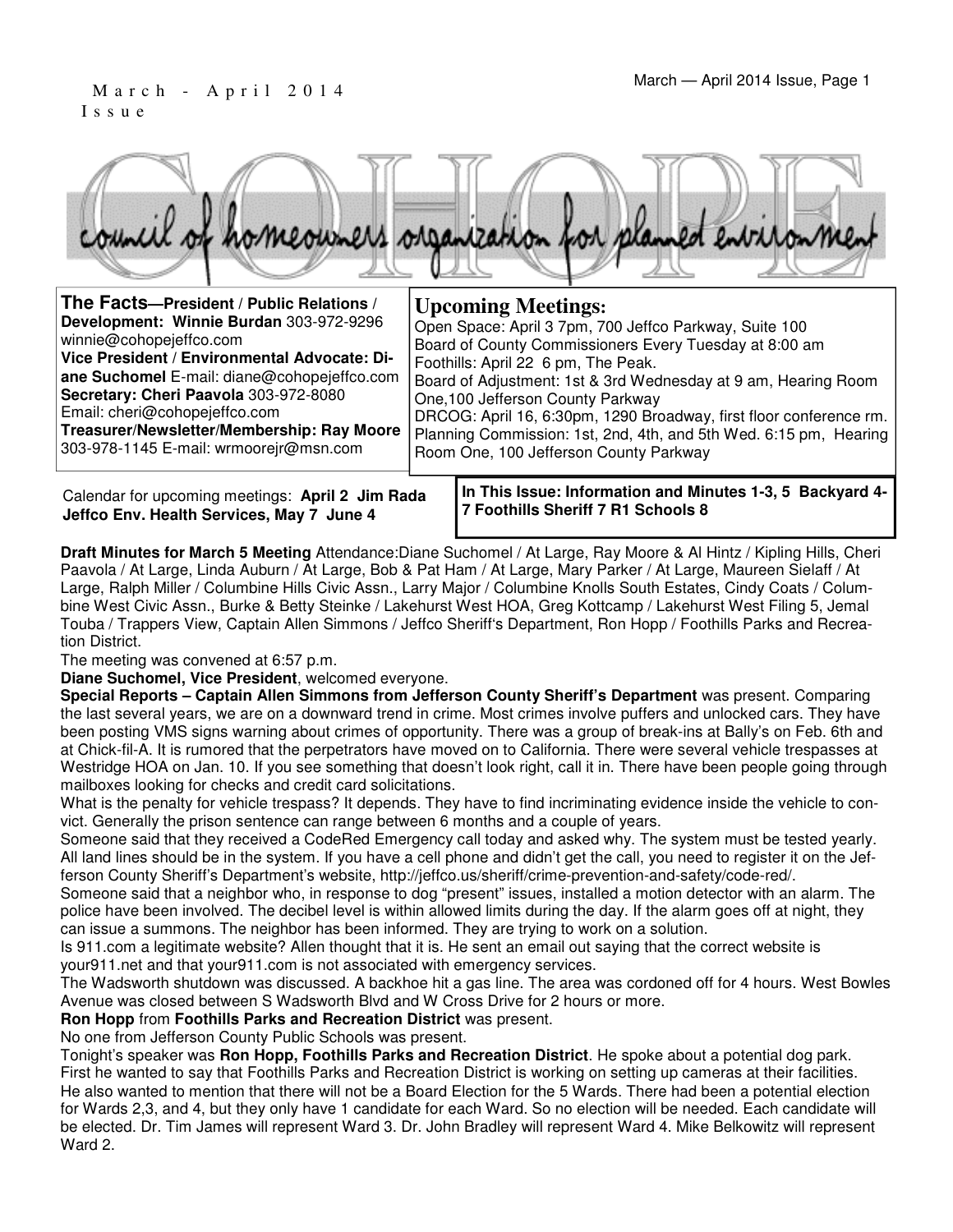March - April 2014 Issue

# COHOPE

council of homeowners organization for planned environment

**The Facts—President / Public Relations / Development: Winnie Burdan** 303-972-9296 winnie@cohopejeffco.com
**Vice President / Environmental Advocate: Diane Suchomel** E-mail: diane@cohopejeffco.com
**Secretary: Cheri Paavola** 303-972-8080 Email: cheri@cohopejeffco.com
**Treasurer/Newsletter/Membership: Ray Moore** 303-978-1145 E-mail: wrmoorejr@msn.com

## Upcoming Meetings:

Open Space: April 3 7pm, 700 Jeffco Parkway, Suite 100
Board of County Commissioners Every Tuesday at 8:00 am
Foothills: April 22 6 pm, The Peak.
Board of Adjustment: 1st & 3rd Wednesday at 9 am, Hearing Room One,100 Jefferson County Parkway
DRCOG: April 16, 6:30pm, 1290 Broadway, first floor conference rm.
Planning Commission: 1st, 2nd, 4th, and 5th Wed. 6:15 pm, Hearing Room One, 100 Jefferson County Parkway

Calendar for upcoming meetings: **April 2 Jim Rada Jeffco Env. Health Services, May 7 June 4**

**In This Issue: Information and Minutes 1-3, 5 Backyard 4-7 Foothills Sheriff 7 R1 Schools 8**

**Draft Minutes for March 5 Meeting** Attendance:Diane Suchomel / At Large, Ray Moore & Al Hintz / Kipling Hills, Cheri Paavola / At Large, Linda Auburn / At Large, Bob & Pat Ham / At Large, Mary Parker / At Large, Maureen Sielaff / At Large, Ralph Miller / Columbine Hills Civic Assn., Larry Major / Columbine Knolls South Estates, Cindy Coats / Columbine West Civic Assn., Burke & Betty Steinke / Lakehurst West HOA, Greg Kottcamp / Lakehurst West Filing 5, Jemal Touba / Trappers View, Captain Allen Simmons / Jeffco Sheriff's Department, Ron Hopp / Foothills Parks and Recreation District.

The meeting was convened at 6:57 p.m.

**Diane Suchomel, Vice President**, welcomed everyone.

**Special Reports – Captain Allen Simmons from Jefferson County Sheriff's Department** was present. Comparing the last several years, we are on a downward trend in crime. Most crimes involve puffers and unlocked cars. They have been posting VMS signs warning about crimes of opportunity. There was a group of break-ins at Bally's on Feb. 6th and at Chick-fil-A. It is rumored that the perpetrators have moved on to California. There were several vehicle trespasses at Westridge HOA on Jan. 10. If you see something that doesn't look right, call it in. There have been people going through mailboxes looking for checks and credit card solicitations.

What is the penalty for vehicle trespass? It depends. They have to find incriminating evidence inside the vehicle to convict. Generally the prison sentence can range between 6 months and a couple of years.

Someone said that they received a CodeRed Emergency call today and asked why. The system must be tested yearly. All land lines should be in the system. If you have a cell phone and didn't get the call, you need to register it on the Jefferson County Sheriff's Department's website, http://jeffco.us/sheriff/crime-prevention-and-safety/code-red/.

Someone said that a neighbor who, in response to dog "present" issues, installed a motion detector with an alarm. The police have been involved. The decibel level is within allowed limits during the day. If the alarm goes off at night, they can issue a summons. The neighbor has been informed. They are trying to work on a solution.

Is 911.com a legitimate website? Allen thought that it is. He sent an email out saying that the correct website is your911.net and that your911.com is not associated with emergency services.

The Wadsworth shutdown was discussed. A backhoe hit a gas line. The area was cordoned off for 4 hours. West Bowles Avenue was closed between S Wadsworth Blvd and W Cross Drive for 2 hours or more.

**Ron Hopp** from **Foothills Parks and Recreation District** was present.

No one from Jefferson County Public Schools was present.

Tonight's speaker was **Ron Hopp, Foothills Parks and Recreation District**. He spoke about a potential dog park. First he wanted to say that Foothills Parks and Recreation District is working on setting up cameras at their facilities. He also wanted to mention that there will not be a Board Election for the 5 Wards. There had been a potential election for Wards 2,3, and 4, but they only have 1 candidate for each Ward. So no election will be needed. Each candidate will be elected. Dr. Tim James will represent Ward 3. Dr. John Bradley will represent Ward 4. Mike Belkowitz will represent Ward 2.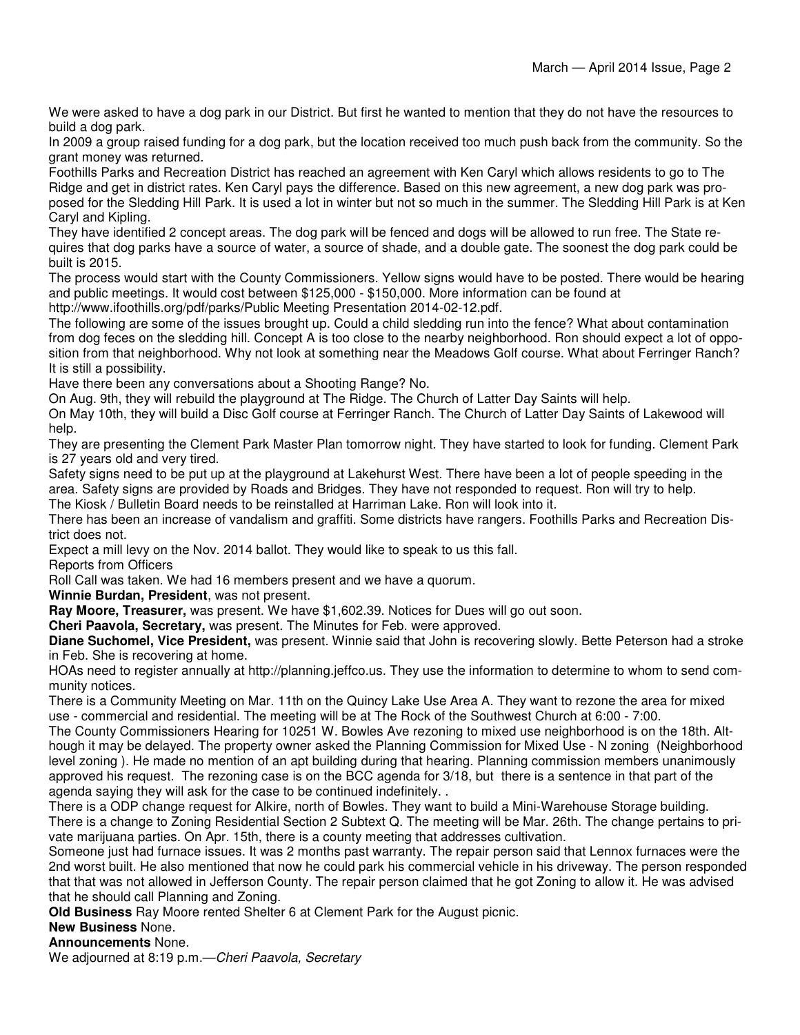We were asked to have a dog park in our District. But first he wanted to mention that they do not have the resources to build a dog park.

In 2009 a group raised funding for a dog park, but the location received too much push back from the community. So the grant money was returned.

Foothills Parks and Recreation District has reached an agreement with Ken Caryl which allows residents to go to The Ridge and get in district rates. Ken Caryl pays the difference. Based on this new agreement, a new dog park was proposed for the Sledding Hill Park. It is used a lot in winter but not so much in the summer. The Sledding Hill Park is at Ken Caryl and Kipling.

They have identified 2 concept areas. The dog park will be fenced and dogs will be allowed to run free. The State requires that dog parks have a source of water, a source of shade, and a double gate. The soonest the dog park could be built is 2015.

The process would start with the County Commissioners. Yellow signs would have to be posted. There would be hearing and public meetings. It would cost between $125,000 - $150,000. More information can be found at http://www.ifoothills.org/pdf/parks/Public Meeting Presentation 2014-02-12.pdf.

The following are some of the issues brought up. Could a child sledding run into the fence? What about contamination from dog feces on the sledding hill. Concept A is too close to the nearby neighborhood. Ron should expect a lot of opposition from that neighborhood. Why not look at something near the Meadows Golf course. What about Ferringer Ranch? It is still a possibility.

Have there been any conversations about a Shooting Range? No.

On Aug. 9th, they will rebuild the playground at The Ridge. The Church of Latter Day Saints will help.

On May 10th, they will build a Disc Golf course at Ferringer Ranch. The Church of Latter Day Saints of Lakewood will help.

They are presenting the Clement Park Master Plan tomorrow night. They have started to look for funding. Clement Park is 27 years old and very tired.

Safety signs need to be put up at the playground at Lakehurst West. There have been a lot of people speeding in the area. Safety signs are provided by Roads and Bridges. They have not responded to request. Ron will try to help.

The Kiosk / Bulletin Board needs to be reinstalled at Harriman Lake. Ron will look into it.

There has been an increase of vandalism and graffiti. Some districts have rangers. Foothills Parks and Recreation District does not.

Expect a mill levy on the Nov. 2014 ballot. They would like to speak to us this fall.

Reports from Officers

Roll Call was taken. We had 16 members present and we have a quorum.

**Winnie Burdan, President**, was not present.

**Ray Moore, Treasurer,** was present. We have $1,602.39. Notices for Dues will go out soon.

**Cheri Paavola, Secretary,** was present. The Minutes for Feb. were approved.

**Diane Suchomel, Vice President,** was present. Winnie said that John is recovering slowly. Bette Peterson had a stroke in Feb. She is recovering at home.

HOAs need to register annually at http://planning.jeffco.us. They use the information to determine to whom to send community notices.

There is a Community Meeting on Mar. 11th on the Quincy Lake Use Area A. They want to rezone the area for mixed use - commercial and residential. The meeting will be at The Rock of the Southwest Church at 6:00 - 7:00.

The County Commissioners Hearing for 10251 W. Bowles Ave rezoning to mixed use neighborhood is on the 18th. Although it may be delayed. The property owner asked the Planning Commission for Mixed Use - N zoning (Neighborhood level zoning ). He made no mention of an apt building during that hearing. Planning commission members unanimously approved his request. The rezoning case is on the BCC agenda for 3/18, but there is a sentence in that part of the agenda saying they will ask for the case to be continued indefinitely. .

There is a ODP change request for Alkire, north of Bowles. They want to build a Mini-Warehouse Storage building.

There is a change to Zoning Residential Section 2 Subtext Q. The meeting will be Mar. 26th. The change pertains to private marijuana parties. On Apr. 15th, there is a county meeting that addresses cultivation.

Someone just had furnace issues. It was 2 months past warranty. The repair person said that Lennox furnaces were the 2nd worst built. He also mentioned that now he could park his commercial vehicle in his driveway. The person responded that that was not allowed in Jefferson County. The repair person claimed that he got Zoning to allow it. He was advised that he should call Planning and Zoning.

**Old Business** Ray Moore rented Shelter 6 at Clement Park for the August picnic.

**New Business** None.

**Announcements** None.

We adjourned at 8:19 p.m.—*Cheri Paavola, Secretary*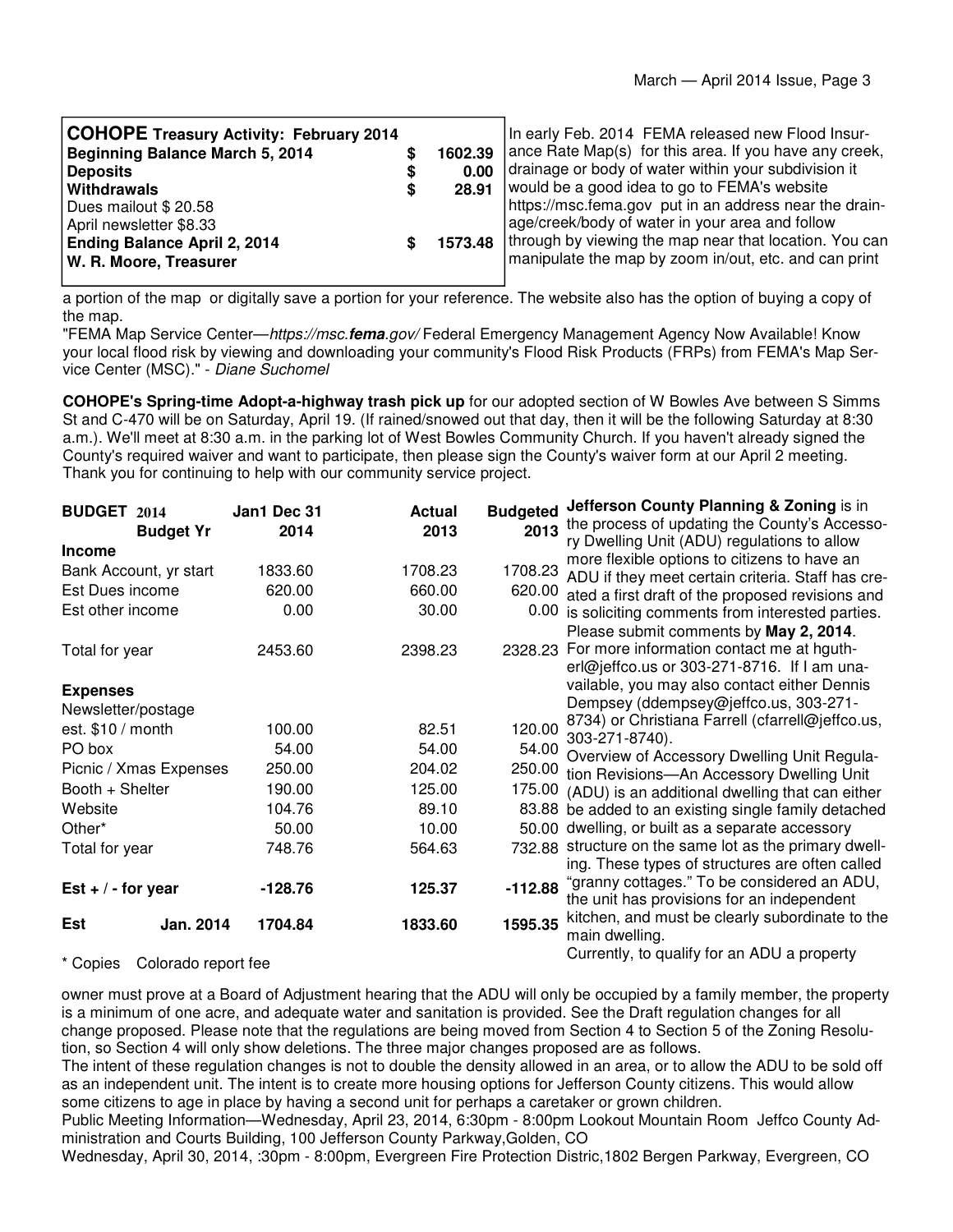| **COHOPE Treasury Activity: February 2014** | | |
|---|---|---|
| **Beginning Balance March 5, 2014** | **$** | **1602.39** |
| **Deposits** | **$** | **0.00** |
| **Withdrawals** | **$** | **28.91** |
| Dues mailout $ 20.58 | | |
| April newsletter $8.33 | | |
| **Ending Balance April 2, 2014** | **$** | **1573.48** |
| **W. R. Moore, Treasurer** | | |

In early Feb. 2014 FEMA released new Flood Insurance Rate Map(s) for this area. If you have any creek, drainage or body of water within your subdivision it would be a good idea to go to FEMA's website https://msc.fema.gov put in an address near the drainage/creek/body of water in your area and follow through by viewing the map near that location. You can manipulate the map by zoom in/out, etc. and can print a portion of the map or digitally save a portion for your reference. The website also has the option of buying a copy of the map.

"FEMA Map Service Center—*https://msc.**fema**.gov/* Federal Emergency Management Agency Now Available! Know your local flood risk by viewing and downloading your community's Flood Risk Products (FRPs) from FEMA's Map Service Center (MSC)." - *Diane Suchomel*

**COHOPE's Spring-time Adopt-a-highway trash pick up** for our adopted section of W Bowles Ave between S Simms St and C-470 will be on Saturday, April 19. (If rained/snowed out that day, then it will be the following Saturday at 8:30 a.m.). We'll meet at 8:30 a.m. in the parking lot of West Bowles Community Church. If you haven't already signed the County's required waiver and want to participate, then please sign the County's waiver form at our April 2 meeting. Thank you for continuing to help with our community service project.

| **BUDGET 2014** **Budget Yr** | **Jan1 Dec 31 2014** | **Actual 2013** | **Budgeted 2013** |
|---|---|---|---|
| **Income** | | | |
| Bank Account, yr start | 1833.60 | 1708.23 | 1708.23 |
| Est Dues income | 620.00 | 660.00 | 620.00 |
| Est other income | 0.00 | 30.00 | 0.00 |
| Total for year | 2453.60 | 2398.23 | 2328.23 |
| **Expenses** | | | |
| Newsletter/postage est. $10 / month | 100.00 | 82.51 | 120.00 |
| PO box | 54.00 | 54.00 | 54.00 |
| Picnic / Xmas Expenses | 250.00 | 204.02 | 250.00 |
| Booth + Shelter | 190.00 | 125.00 | 175.00 |
| Website | 104.76 | 89.10 | 83.88 |
| Other* | 50.00 | 10.00 | 50.00 |
| Total for year | 748.76 | 564.63 | 732.88 |
| **Est + / - for year** | **-128.76** | **125.37** | **-112.88** |
| **Est Jan. 2014** | **1704.84** | **1833.60** | **1595.35** |

\* Copies Colorado report fee

**Jefferson County Planning & Zoning** is in the process of updating the County's Accessory Dwelling Unit (ADU) regulations to allow more flexible options to citizens to have an ADU if they meet certain criteria. Staff has created a first draft of the proposed revisions and is soliciting comments from interested parties. Please submit comments by **May 2, 2014**. For more information contact me at hguth-erl@jeffco.us or 303-271-8716. If I am unavailable, you may also contact either Dennis Dempsey (ddempsey@jeffco.us, 303-271-8734) or Christiana Farrell (cfarrell@jeffco.us, 303-271-8740).

Overview of Accessory Dwelling Unit Regulation Revisions—An Accessory Dwelling Unit (ADU) is an additional dwelling that can either be added to an existing single family detached dwelling, or built as a separate accessory structure on the same lot as the primary dwelling. These types of structures are often called "granny cottages." To be considered an ADU, the unit has provisions for an independent kitchen, and must be clearly subordinate to the main dwelling.

Currently, to qualify for an ADU a property owner must prove at a Board of Adjustment hearing that the ADU will only be occupied by a family member, the property is a minimum of one acre, and adequate water and sanitation is provided. See the Draft regulation changes for all change proposed. Please note that the regulations are being moved from Section 4 to Section 5 of the Zoning Resolution, so Section 4 will only show deletions. The three major changes proposed are as follows.

The intent of these regulation changes is not to double the density allowed in an area, or to allow the ADU to be sold off as an independent unit. The intent is to create more housing options for Jefferson County citizens. This would allow some citizens to age in place by having a second unit for perhaps a caretaker or grown children.

Public Meeting Information—Wednesday, April 23, 2014, 6:30pm - 8:00pm Lookout Mountain Room Jeffco County Administration and Courts Building, 100 Jefferson County Parkway,Golden, CO

Wednesday, April 30, 2014, :30pm - 8:00pm, Evergreen Fire Protection Distric,1802 Bergen Parkway, Evergreen, CO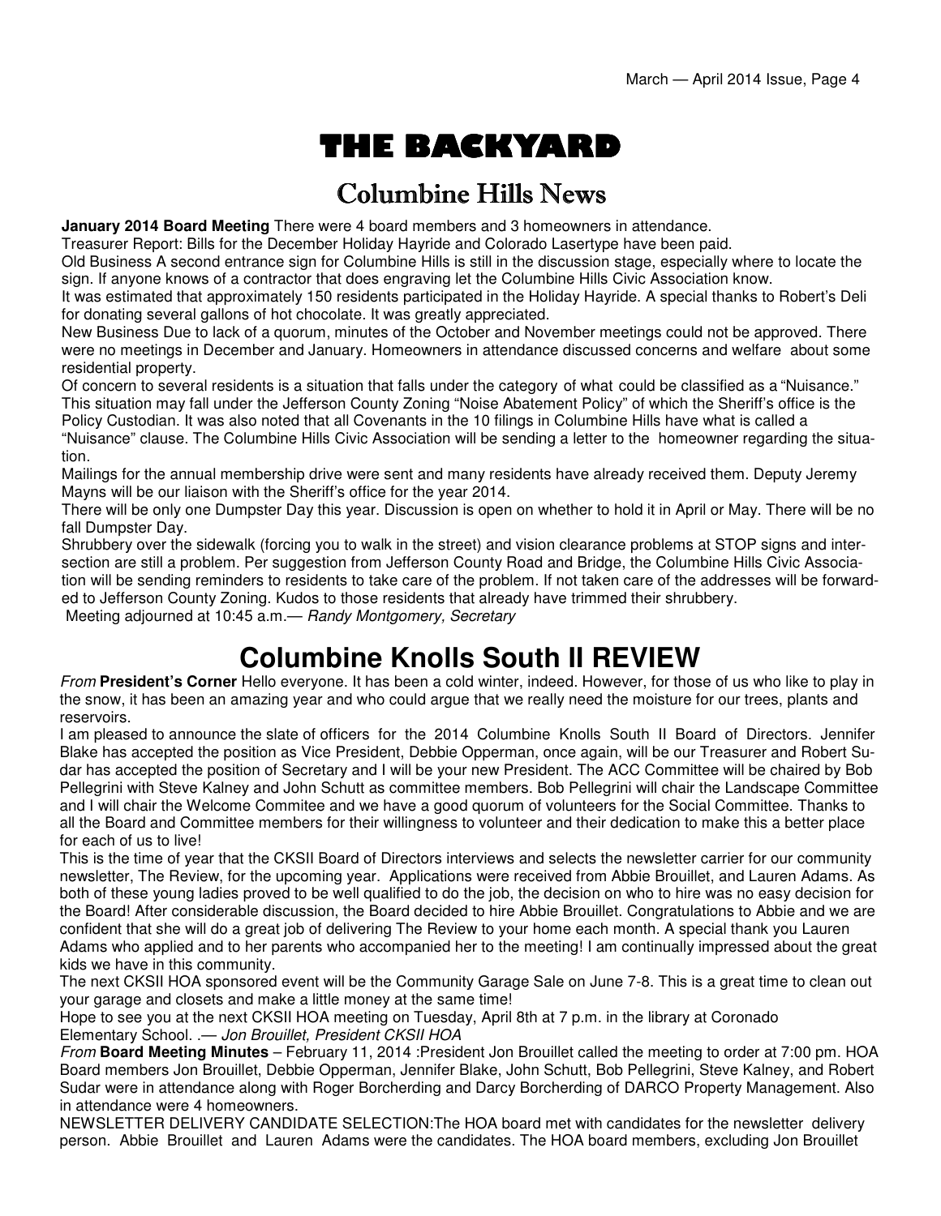# THE BACKYARD

## Columbine Hills News

**January 2014 Board Meeting** There were 4 board members and 3 homeowners in attendance.

Treasurer Report: Bills for the December Holiday Hayride and Colorado Lasertype have been paid.

Old Business A second entrance sign for Columbine Hills is still in the discussion stage, especially where to locate the sign. If anyone knows of a contractor that does engraving let the Columbine Hills Civic Association know.

It was estimated that approximately 150 residents participated in the Holiday Hayride. A special thanks to Robert's Deli for donating several gallons of hot chocolate. It was greatly appreciated.

New Business Due to lack of a quorum, minutes of the October and November meetings could not be approved. There were no meetings in December and January. Homeowners in attendance discussed concerns and welfare about some residential property.

Of concern to several residents is a situation that falls under the category of what could be classified as a "Nuisance." This situation may fall under the Jefferson County Zoning "Noise Abatement Policy" of which the Sheriff's office is the Policy Custodian. It was also noted that all Covenants in the 10 filings in Columbine Hills have what is called a "Nuisance" clause. The Columbine Hills Civic Association will be sending a letter to the homeowner regarding the situation.

Mailings for the annual membership drive were sent and many residents have already received them. Deputy Jeremy Mayns will be our liaison with the Sheriff's office for the year 2014.

There will be only one Dumpster Day this year. Discussion is open on whether to hold it in April or May. There will be no fall Dumpster Day.

Shrubbery over the sidewalk (forcing you to walk in the street) and vision clearance problems at STOP signs and intersection are still a problem. Per suggestion from Jefferson County Road and Bridge, the Columbine Hills Civic Association will be sending reminders to residents to take care of the problem. If not taken care of the addresses will be forwarded to Jefferson County Zoning. Kudos to those residents that already have trimmed their shrubbery.

Meeting adjourned at 10:45 a.m.— *Randy Montgomery, Secretary*

# Columbine Knolls South II REVIEW

*From* **President's Corner** Hello everyone. It has been a cold winter, indeed. However, for those of us who like to play in the snow, it has been an amazing year and who could argue that we really need the moisture for our trees, plants and reservoirs.

I am pleased to announce the slate of officers for the 2014 Columbine Knolls South II Board of Directors. Jennifer Blake has accepted the position as Vice President, Debbie Opperman, once again, will be our Treasurer and Robert Sudar has accepted the position of Secretary and I will be your new President. The ACC Committee will be chaired by Bob Pellegrini with Steve Kalney and John Schutt as committee members. Bob Pellegrini will chair the Landscape Committee and I will chair the Welcome Commitee and we have a good quorum of volunteers for the Social Committee. Thanks to all the Board and Committee members for their willingness to volunteer and their dedication to make this a better place for each of us to live!

This is the time of year that the CKSII Board of Directors interviews and selects the newsletter carrier for our community newsletter, The Review, for the upcoming year. Applications were received from Abbie Brouillet, and Lauren Adams. As both of these young ladies proved to be well qualified to do the job, the decision on who to hire was no easy decision for the Board! After considerable discussion, the Board decided to hire Abbie Brouillet. Congratulations to Abbie and we are confident that she will do a great job of delivering The Review to your home each month. A special thank you Lauren Adams who applied and to her parents who accompanied her to the meeting! I am continually impressed about the great kids we have in this community.

The next CKSII HOA sponsored event will be the Community Garage Sale on June 7-8. This is a great time to clean out your garage and closets and make a little money at the same time!

Hope to see you at the next CKSII HOA meeting on Tuesday, April 8th at 7 p.m. in the library at Coronado Elementary School. .— *Jon Brouillet, President CKSII HOA*

*From* **Board Meeting Minutes** – February 11, 2014 :President Jon Brouillet called the meeting to order at 7:00 pm. HOA Board members Jon Brouillet, Debbie Opperman, Jennifer Blake, John Schutt, Bob Pellegrini, Steve Kalney, and Robert Sudar were in attendance along with Roger Borcherding and Darcy Borcherding of DARCO Property Management. Also in attendance were 4 homeowners.

NEWSLETTER DELIVERY CANDIDATE SELECTION:The HOA board met with candidates for the newsletter delivery person. Abbie Brouillet and Lauren Adams were the candidates. The HOA board members, excluding Jon Brouillet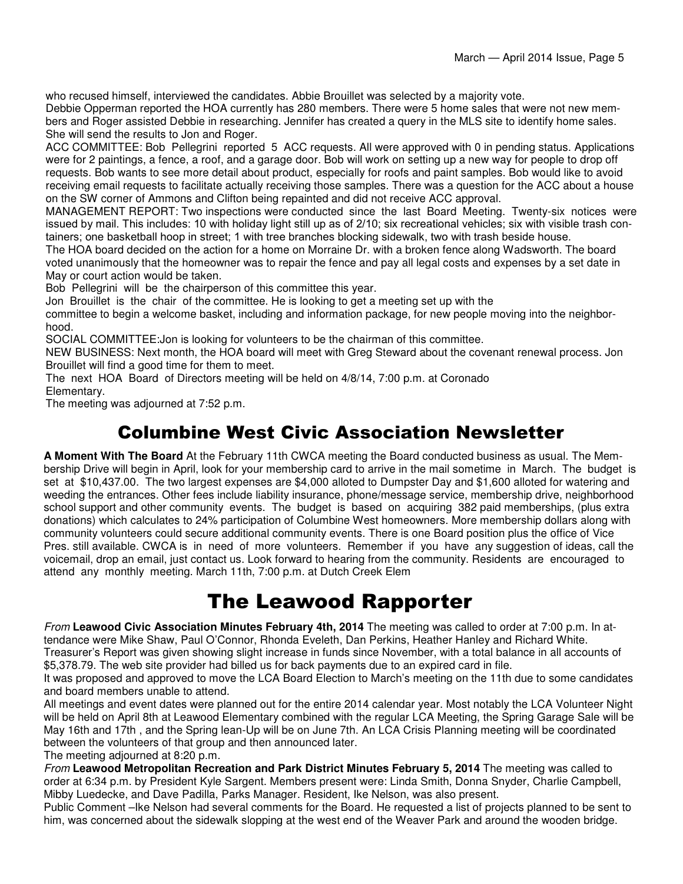who recused himself, interviewed the candidates. Abbie Brouillet was selected by a majority vote.

Debbie Opperman reported the HOA currently has 280 members. There were 5 home sales that were not new members and Roger assisted Debbie in researching. Jennifer has created a query in the MLS site to identify home sales. She will send the results to Jon and Roger.

ACC COMMITTEE: Bob Pellegrini reported 5 ACC requests. All were approved with 0 in pending status. Applications were for 2 paintings, a fence, a roof, and a garage door. Bob will work on setting up a new way for people to drop off requests. Bob wants to see more detail about product, especially for roofs and paint samples. Bob would like to avoid receiving email requests to facilitate actually receiving those samples. There was a question for the ACC about a house on the SW corner of Ammons and Clifton being repainted and did not receive ACC approval.

MANAGEMENT REPORT: Two inspections were conducted since the last Board Meeting. Twenty-six notices were issued by mail. This includes: 10 with holiday light still up as of 2/10; six recreational vehicles; six with visible trash containers; one basketball hoop in street; 1 with tree branches blocking sidewalk, two with trash beside house.

The HOA board decided on the action for a home on Morraine Dr. with a broken fence along Wadsworth. The board voted unanimously that the homeowner was to repair the fence and pay all legal costs and expenses by a set date in May or court action would be taken.

Bob Pellegrini will be the chairperson of this committee this year.

Jon Brouillet is the chair of the committee. He is looking to get a meeting set up with the committee to begin a welcome basket, including and information package, for new people moving into the neighborhood.

SOCIAL COMMITTEE:Jon is looking for volunteers to be the chairman of this committee.

NEW BUSINESS: Next month, the HOA board will meet with Greg Steward about the covenant renewal process. Jon Brouillet will find a good time for them to meet.

The next HOA Board of Directors meeting will be held on 4/8/14, 7:00 p.m. at Coronado Elementary.

The meeting was adjourned at 7:52 p.m.

# Columbine West Civic Association Newsletter

**A Moment With The Board** At the February 11th CWCA meeting the Board conducted business as usual. The Membership Drive will begin in April, look for your membership card to arrive in the mail sometime in March. The budget is set at $10,437.00. The two largest expenses are $4,000 alloted to Dumpster Day and $1,600 alloted for watering and weeding the entrances. Other fees include liability insurance, phone/message service, membership drive, neighborhood school support and other community events. The budget is based on acquiring 382 paid memberships, (plus extra donations) which calculates to 24% participation of Columbine West homeowners. More membership dollars along with community volunteers could secure additional community events. There is one Board position plus the office of Vice Pres. still available. CWCA is in need of more volunteers. Remember if you have any suggestion of ideas, call the voicemail, drop an email, just contact us. Look forward to hearing from the community. Residents are encouraged to attend any monthly meeting. March 11th, 7:00 p.m. at Dutch Creek Elem

# The Leawood Rapporter

*From* **Leawood Civic Association Minutes February 4th, 2014** The meeting was called to order at 7:00 p.m. In attendance were Mike Shaw, Paul O'Connor, Rhonda Eveleth, Dan Perkins, Heather Hanley and Richard White.

Treasurer's Report was given showing slight increase in funds since November, with a total balance in all accounts of $5,378.79. The web site provider had billed us for back payments due to an expired card in file.

It was proposed and approved to move the LCA Board Election to March's meeting on the 11th due to some candidates and board members unable to attend.

All meetings and event dates were planned out for the entire 2014 calendar year. Most notably the LCA Volunteer Night will be held on April 8th at Leawood Elementary combined with the regular LCA Meeting, the Spring Garage Sale will be May 16th and 17th , and the Spring lean-Up will be on June 7th. An LCA Crisis Planning meeting will be coordinated between the volunteers of that group and then announced later.

The meeting adjourned at 8:20 p.m.

*From* **Leawood Metropolitan Recreation and Park District Minutes February 5, 2014** The meeting was called to order at 6:34 p.m. by President Kyle Sargent. Members present were: Linda Smith, Donna Snyder, Charlie Campbell, Mibby Luedecke, and Dave Padilla, Parks Manager. Resident, Ike Nelson, was also present.

Public Comment –Ike Nelson had several comments for the Board. He requested a list of projects planned to be sent to him, was concerned about the sidewalk slopping at the west end of the Weaver Park and around the wooden bridge.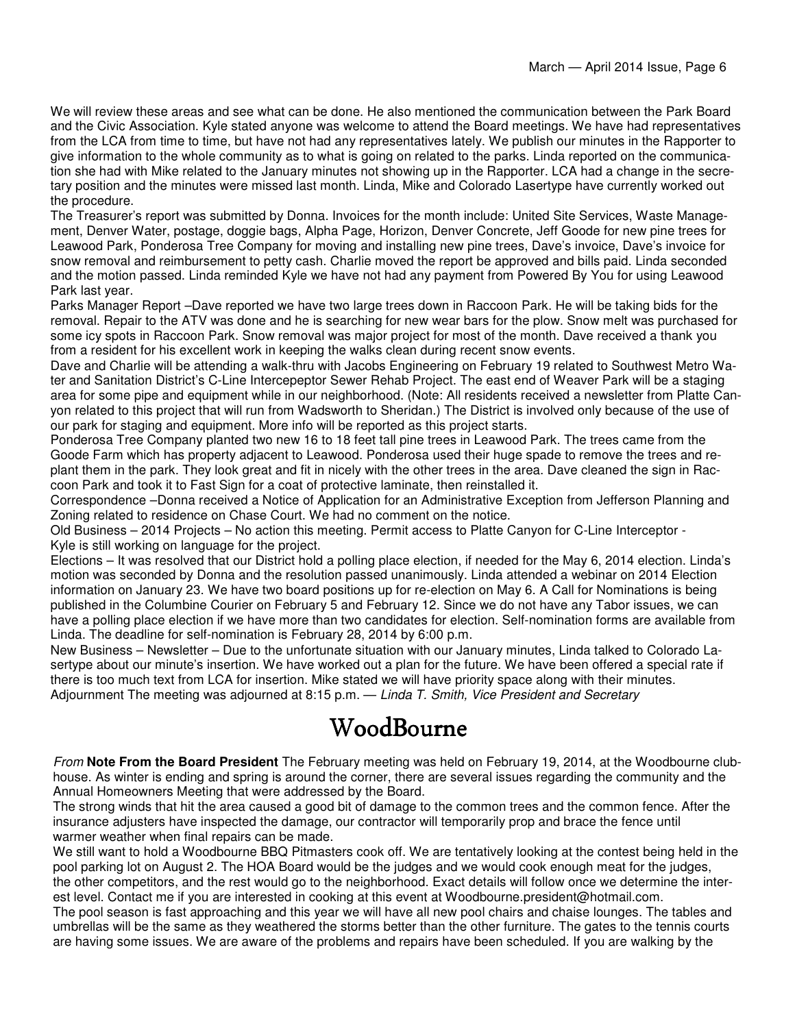We will review these areas and see what can be done. He also mentioned the communication between the Park Board and the Civic Association. Kyle stated anyone was welcome to attend the Board meetings. We have had representatives from the LCA from time to time, but have not had any representatives lately. We publish our minutes in the Rapporter to give information to the whole community as to what is going on related to the parks. Linda reported on the communication she had with Mike related to the January minutes not showing up in the Rapporter. LCA had a change in the secretary position and the minutes were missed last month. Linda, Mike and Colorado Lasertype have currently worked out the procedure.

The Treasurer's report was submitted by Donna. Invoices for the month include: United Site Services, Waste Management, Denver Water, postage, doggie bags, Alpha Page, Horizon, Denver Concrete, Jeff Goode for new pine trees for Leawood Park, Ponderosa Tree Company for moving and installing new pine trees, Dave's invoice, Dave's invoice for snow removal and reimbursement to petty cash. Charlie moved the report be approved and bills paid. Linda seconded and the motion passed. Linda reminded Kyle we have not had any payment from Powered By You for using Leawood Park last year.

Parks Manager Report –Dave reported we have two large trees down in Raccoon Park. He will be taking bids for the removal. Repair to the ATV was done and he is searching for new wear bars for the plow. Snow melt was purchased for some icy spots in Raccoon Park. Snow removal was major project for most of the month. Dave received a thank you from a resident for his excellent work in keeping the walks clean during recent snow events.

Dave and Charlie will be attending a walk-thru with Jacobs Engineering on February 19 related to Southwest Metro Water and Sanitation District's C-Line Intercepeptor Sewer Rehab Project. The east end of Weaver Park will be a staging area for some pipe and equipment while in our neighborhood. (Note: All residents received a newsletter from Platte Canyon related to this project that will run from Wadsworth to Sheridan.) The District is involved only because of the use of our park for staging and equipment. More info will be reported as this project starts.

Ponderosa Tree Company planted two new 16 to 18 feet tall pine trees in Leawood Park. The trees came from the Goode Farm which has property adjacent to Leawood. Ponderosa used their huge spade to remove the trees and replant them in the park. They look great and fit in nicely with the other trees in the area. Dave cleaned the sign in Raccoon Park and took it to Fast Sign for a coat of protective laminate, then reinstalled it.

Correspondence –Donna received a Notice of Application for an Administrative Exception from Jefferson Planning and Zoning related to residence on Chase Court. We had no comment on the notice.

Old Business – 2014 Projects – No action this meeting. Permit access to Platte Canyon for C-Line Interceptor - Kyle is still working on language for the project.

Elections – It was resolved that our District hold a polling place election, if needed for the May 6, 2014 election. Linda's motion was seconded by Donna and the resolution passed unanimously. Linda attended a webinar on 2014 Election information on January 23. We have two board positions up for re-election on May 6. A Call for Nominations is being published in the Columbine Courier on February 5 and February 12. Since we do not have any Tabor issues, we can have a polling place election if we have more than two candidates for election. Self-nomination forms are available from Linda. The deadline for self-nomination is February 28, 2014 by 6:00 p.m.

New Business – Newsletter – Due to the unfortunate situation with our January minutes, Linda talked to Colorado Lasertype about our minute's insertion. We have worked out a plan for the future. We have been offered a special rate if there is too much text from LCA for insertion. Mike stated we will have priority space along with their minutes.

Adjournment The meeting was adjourned at 8:15 p.m. — *Linda T. Smith, Vice President and Secretary*

# WoodBourne

*From* **Note From the Board President** The February meeting was held on February 19, 2014, at the Woodbourne clubhouse. As winter is ending and spring is around the corner, there are several issues regarding the community and the Annual Homeowners Meeting that were addressed by the Board.

The strong winds that hit the area caused a good bit of damage to the common trees and the common fence. After the insurance adjusters have inspected the damage, our contractor will temporarily prop and brace the fence until warmer weather when final repairs can be made.

We still want to hold a Woodbourne BBQ Pitmasters cook off. We are tentatively looking at the contest being held in the pool parking lot on August 2. The HOA Board would be the judges and we would cook enough meat for the judges, the other competitors, and the rest would go to the neighborhood. Exact details will follow once we determine the interest level. Contact me if you are interested in cooking at this event at Woodbourne.president@hotmail.com.

The pool season is fast approaching and this year we will have all new pool chairs and chaise lounges. The tables and umbrellas will be the same as they weathered the storms better than the other furniture. The gates to the tennis courts are having some issues. We are aware of the problems and repairs have been scheduled. If you are walking by the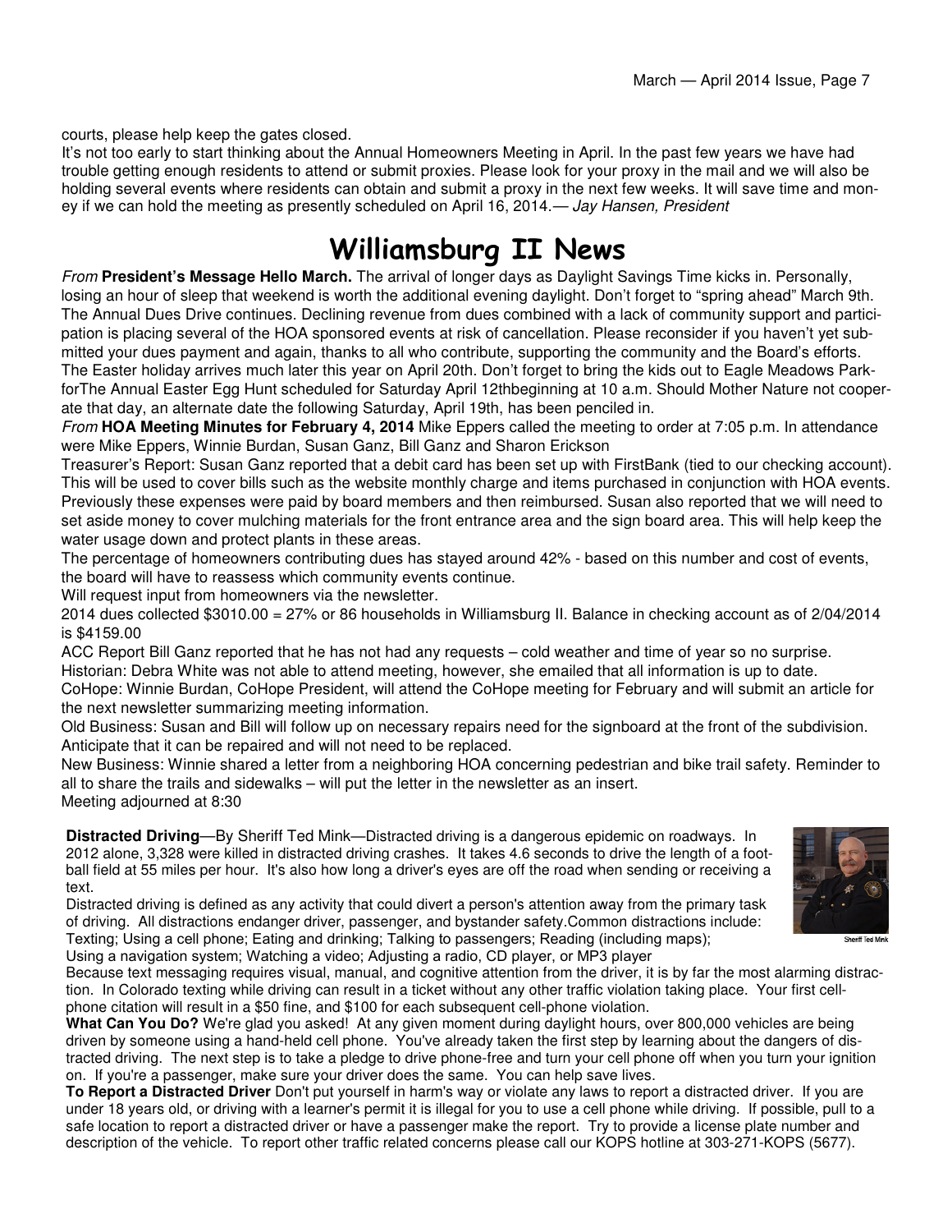courts, please help keep the gates closed.

It's not too early to start thinking about the Annual Homeowners Meeting in April. In the past few years we have had trouble getting enough residents to attend or submit proxies. Please look for your proxy in the mail and we will also be holding several events where residents can obtain and submit a proxy in the next few weeks. It will save time and money if we can hold the meeting as presently scheduled on April 16, 2014.— *Jay Hansen, President*

# Williamsburg II News

*From* **President's Message Hello March.** The arrival of longer days as Daylight Savings Time kicks in. Personally, losing an hour of sleep that weekend is worth the additional evening daylight. Don't forget to "spring ahead" March 9th. The Annual Dues Drive continues. Declining revenue from dues combined with a lack of community support and participation is placing several of the HOA sponsored events at risk of cancellation. Please reconsider if you haven't yet submitted your dues payment and again, thanks to all who contribute, supporting the community and the Board's efforts. The Easter holiday arrives much later this year on April 20th. Don't forget to bring the kids out to Eagle Meadows ParkforThe Annual Easter Egg Hunt scheduled for Saturday April 12thbeginning at 10 a.m. Should Mother Nature not cooperate that day, an alternate date the following Saturday, April 19th, has been penciled in.

*From* **HOA Meeting Minutes for February 4, 2014** Mike Eppers called the meeting to order at 7:05 p.m. In attendance were Mike Eppers, Winnie Burdan, Susan Ganz, Bill Ganz and Sharon Erickson

Treasurer's Report: Susan Ganz reported that a debit card has been set up with FirstBank (tied to our checking account). This will be used to cover bills such as the website monthly charge and items purchased in conjunction with HOA events. Previously these expenses were paid by board members and then reimbursed. Susan also reported that we will need to set aside money to cover mulching materials for the front entrance area and the sign board area. This will help keep the water usage down and protect plants in these areas.

The percentage of homeowners contributing dues has stayed around 42% - based on this number and cost of events, the board will have to reassess which community events continue.

Will request input from homeowners via the newsletter.

2014 dues collected $3010.00 = 27% or 86 households in Williamsburg II. Balance in checking account as of 2/04/2014 is $4159.00

ACC Report Bill Ganz reported that he has not had any requests – cold weather and time of year so no surprise.

Historian: Debra White was not able to attend meeting, however, she emailed that all information is up to date.

CoHope: Winnie Burdan, CoHope President, will attend the CoHope meeting for February and will submit an article for the next newsletter summarizing meeting information.

Old Business: Susan and Bill will follow up on necessary repairs need for the signboard at the front of the subdivision. Anticipate that it can be repaired and will not need to be replaced.

New Business: Winnie shared a letter from a neighboring HOA concerning pedestrian and bike trail safety. Reminder to all to share the trails and sidewalks – will put the letter in the newsletter as an insert.

Meeting adjourned at 8:30

**Distracted Driving**—By Sheriff Ted Mink—Distracted driving is a dangerous epidemic on roadways. In 2012 alone, 3,328 were killed in distracted driving crashes. It takes 4.6 seconds to drive the length of a football field at 55 miles per hour. It's also how long a driver's eyes are off the road when sending or receiving a text.

Distracted driving is defined as any activity that could divert a person's attention away from the primary task of driving. All distractions endanger driver, passenger, and bystander safety.Common distractions include: Texting; Using a cell phone; Eating and drinking; Talking to passengers; Reading (including maps); Using a navigation system; Watching a video; Adjusting a radio, CD player, or MP3 player

Sheriff Ted Mink

Because text messaging requires visual, manual, and cognitive attention from the driver, it is by far the most alarming distraction. In Colorado texting while driving can result in a ticket without any other traffic violation taking place. Your first cell-phone citation will result in a $50 fine, and $100 for each subsequent cell-phone violation.

**What Can You Do?** We're glad you asked! At any given moment during daylight hours, over 800,000 vehicles are being driven by someone using a hand-held cell phone. You've already taken the first step by learning about the dangers of distracted driving. The next step is to take a pledge to drive phone-free and turn your cell phone off when you turn your ignition on. If you're a passenger, make sure your driver does the same. You can help save lives.

**To Report a Distracted Driver** Don't put yourself in harm's way or violate any laws to report a distracted driver. If you are under 18 years old, or driving with a learner's permit it is illegal for you to use a cell phone while driving. If possible, pull to a safe location to report a distracted driver or have a passenger make the report. Try to provide a license plate number and description of the vehicle. To report other traffic related concerns please call our KOPS hotline at 303-271-KOPS (5677).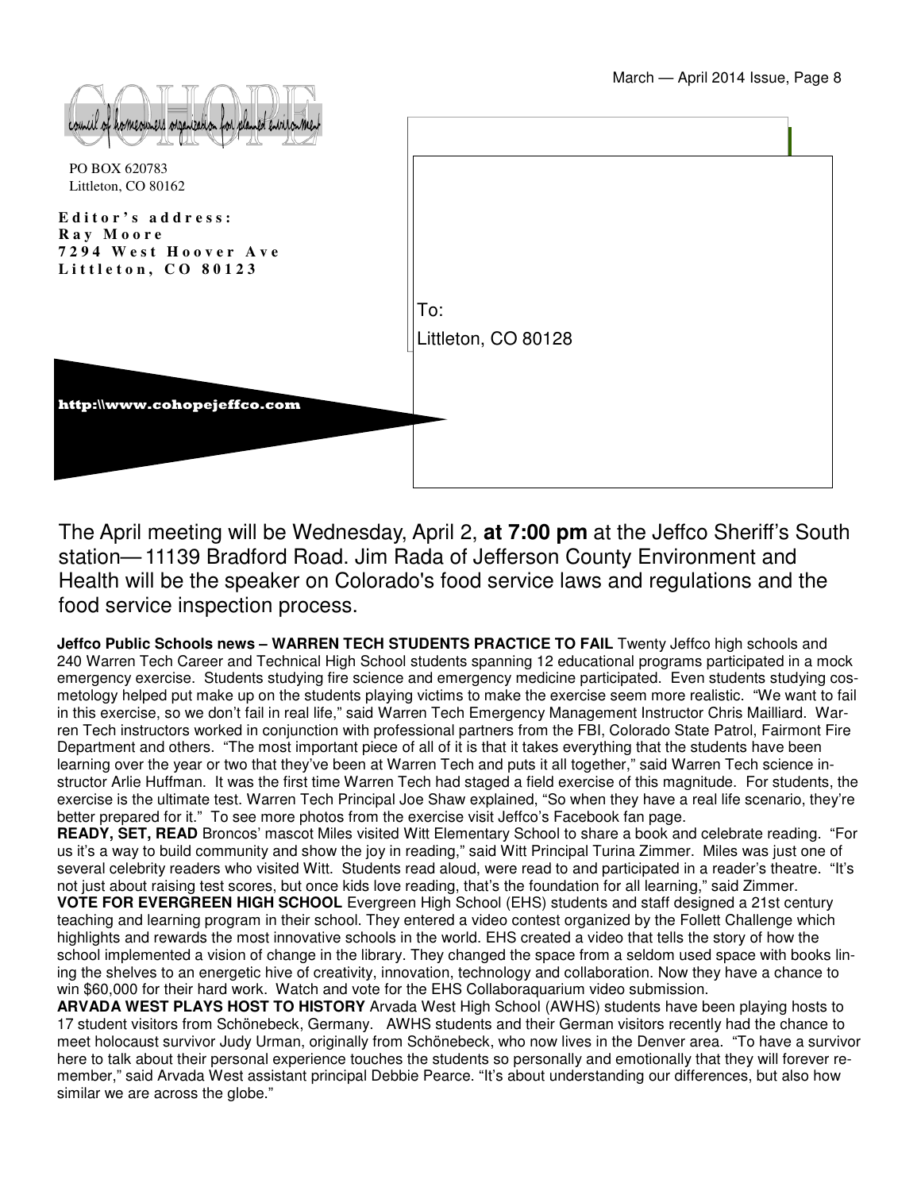COHOPE

council of homeowners organization for planned environment

PO BOX 620783
Littleton, CO 80162

**Editor's address:**
**Ray Moore**
**7294 West Hoover Ave**
**Littleton, CO 80123**

**http:\\www.cohopejeffco.com**

To:

Littleton, CO 80128

The April meeting will be Wednesday, April 2, **at 7:00 pm** at the Jeffco Sheriff's South station— 11139 Bradford Road. Jim Rada of Jefferson County Environment and Health will be the speaker on Colorado's food service laws and regulations and the food service inspection process.

**Jeffco Public Schools news – WARREN TECH STUDENTS PRACTICE TO FAIL** Twenty Jeffco high schools and 240 Warren Tech Career and Technical High School students spanning 12 educational programs participated in a mock emergency exercise. Students studying fire science and emergency medicine participated. Even students studying cosmetology helped put make up on the students playing victims to make the exercise seem more realistic. "We want to fail in this exercise, so we don't fail in real life," said Warren Tech Emergency Management Instructor Chris Mailliard. Warren Tech instructors worked in conjunction with professional partners from the FBI, Colorado State Patrol, Fairmont Fire Department and others. "The most important piece of all of it is that it takes everything that the students have been learning over the year or two that they've been at Warren Tech and puts it all together," said Warren Tech science instructor Arlie Huffman. It was the first time Warren Tech had staged a field exercise of this magnitude. For students, the exercise is the ultimate test. Warren Tech Principal Joe Shaw explained, "So when they have a real life scenario, they're better prepared for it." To see more photos from the exercise visit Jeffco's Facebook fan page.

**READY, SET, READ** Broncos' mascot Miles visited Witt Elementary School to share a book and celebrate reading. "For us it's a way to build community and show the joy in reading," said Witt Principal Turina Zimmer. Miles was just one of several celebrity readers who visited Witt. Students read aloud, were read to and participated in a reader's theatre. "It's not just about raising test scores, but once kids love reading, that's the foundation for all learning," said Zimmer.

**VOTE FOR EVERGREEN HIGH SCHOOL** Evergreen High School (EHS) students and staff designed a 21st century teaching and learning program in their school. They entered a video contest organized by the Follett Challenge which highlights and rewards the most innovative schools in the world. EHS created a video that tells the story of how the school implemented a vision of change in the library. They changed the space from a seldom used space with books lining the shelves to an energetic hive of creativity, innovation, technology and collaboration. Now they have a chance to win $60,000 for their hard work. Watch and vote for the EHS Collaboraquarium video submission.

**ARVADA WEST PLAYS HOST TO HISTORY** Arvada West High School (AWHS) students have been playing hosts to 17 student visitors from Schönebeck, Germany. AWHS students and their German visitors recently had the chance to meet holocaust survivor Judy Urman, originally from Schönebeck, who now lives in the Denver area. "To have a survivor here to talk about their personal experience touches the students so personally and emotionally that they will forever remember," said Arvada West assistant principal Debbie Pearce. "It's about understanding our differences, but also how similar we are across the globe."